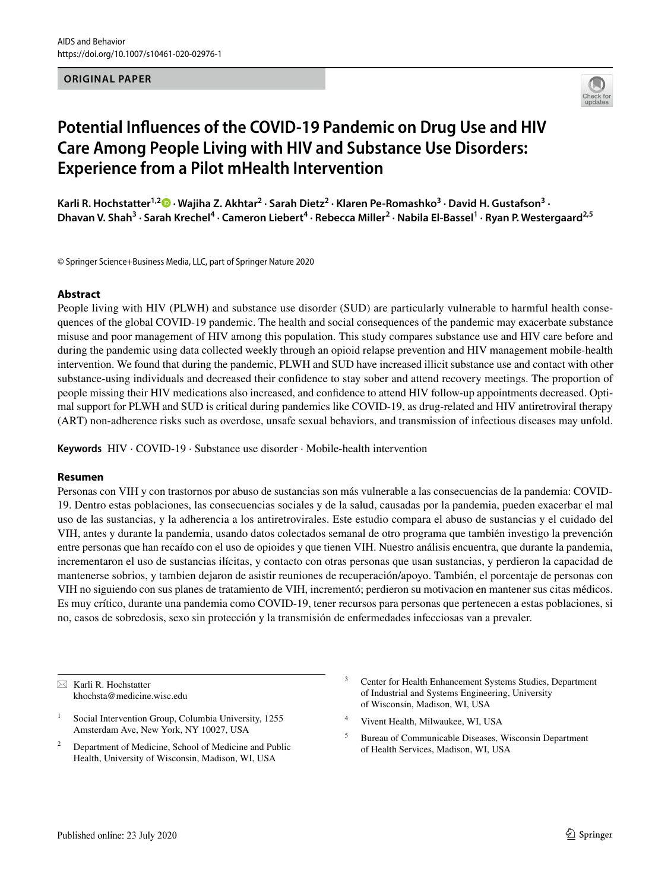AIDS and Behavior
https://doi.org/10.1007/s10461-020-02976-1

**ORIGINAL PAPER**

# Potential Influences of the COVID-19 Pandemic on Drug Use and HIV Care Among People Living with HIV and Substance Use Disorders: Experience from a Pilot mHealth Intervention

**Karli R. Hochstatter[1,2] · Wajiha Z. Akhtar[2] · Sarah Dietz[2] · Klaren Pe-Romashko[3] · David H. Gustafson[3] · Dhavan V. Shah[3] · Sarah Krechel[4] · Cameron Liebert[4] · Rebecca Miller[2] · Nabila El-Bassel[1] · Ryan P. Westergaard[2,5]**

© Springer Science+Business Media, LLC, part of Springer Nature 2020

## Abstract

People living with HIV (PLWH) and substance use disorder (SUD) are particularly vulnerable to harmful health consequences of the global COVID-19 pandemic. The health and social consequences of the pandemic may exacerbate substance misuse and poor management of HIV among this population. This study compares substance use and HIV care before and during the pandemic using data collected weekly through an opioid relapse prevention and HIV management mobile-health intervention. We found that during the pandemic, PLWH and SUD have increased illicit substance use and contact with other substance-using individuals and decreased their confidence to stay sober and attend recovery meetings. The proportion of people missing their HIV medications also increased, and confidence to attend HIV follow-up appointments decreased. Optimal support for PLWH and SUD is critical during pandemics like COVID-19, as drug-related and HIV antiretroviral therapy (ART) non-adherence risks such as overdose, unsafe sexual behaviors, and transmission of infectious diseases may unfold.

**Keywords** HIV · COVID-19 · Substance use disorder · Mobile-health intervention

## Resumen

Personas con VIH y con trastornos por abuso de sustancias son más vulnerable a las consecuencias de la pandemia: COVID-19. Dentro estas poblaciones, las consecuencias sociales y de la salud, causadas por la pandemia, pueden exacerbar el mal uso de las sustancias, y la adherencia a los antiretrovirales. Este estudio compara el abuso de sustancias y el cuidado del VIH, antes y durante la pandemia, usando datos colectados semanal de otro programa que también investigo la prevención entre personas que han recaído con el uso de opioides y que tienen VIH. Nuestro análisis encuentra, que durante la pandemia, incrementaron el uso de sustancias ilícitas, y contacto con otras personas que usan sustancias, y perdieron la capacidad de mantenerse sobrios, y tambien dejaron de asistir reuniones de recuperación/apoyo. También, el porcentaje de personas con VIH no siguiendo con sus planes de tratamiento de VIH, incrementó; perdieron su motivacion en mantener sus citas médicos. Es muy crítico, durante una pandemia como COVID-19, tener recursos para personas que pertenecen a estas poblaciones, si no, casos de sobredosis, sexo sin protección y la transmisión de enfermedades infecciosas van a prevaler.

---

✉ Karli R. Hochstatter
khochsta@medicine.wisc.edu

[1] Social Intervention Group, Columbia University, 1255 Amsterdam Ave, New York, NY 10027, USA

[2] Department of Medicine, School of Medicine and Public Health, University of Wisconsin, Madison, WI, USA

[3] Center for Health Enhancement Systems Studies, Department of Industrial and Systems Engineering, University of Wisconsin, Madison, WI, USA

[4] Vivent Health, Milwaukee, WI, USA

[5] Bureau of Communicable Diseases, Wisconsin Department of Health Services, Madison, WI, USA

Published online: 23 July 2020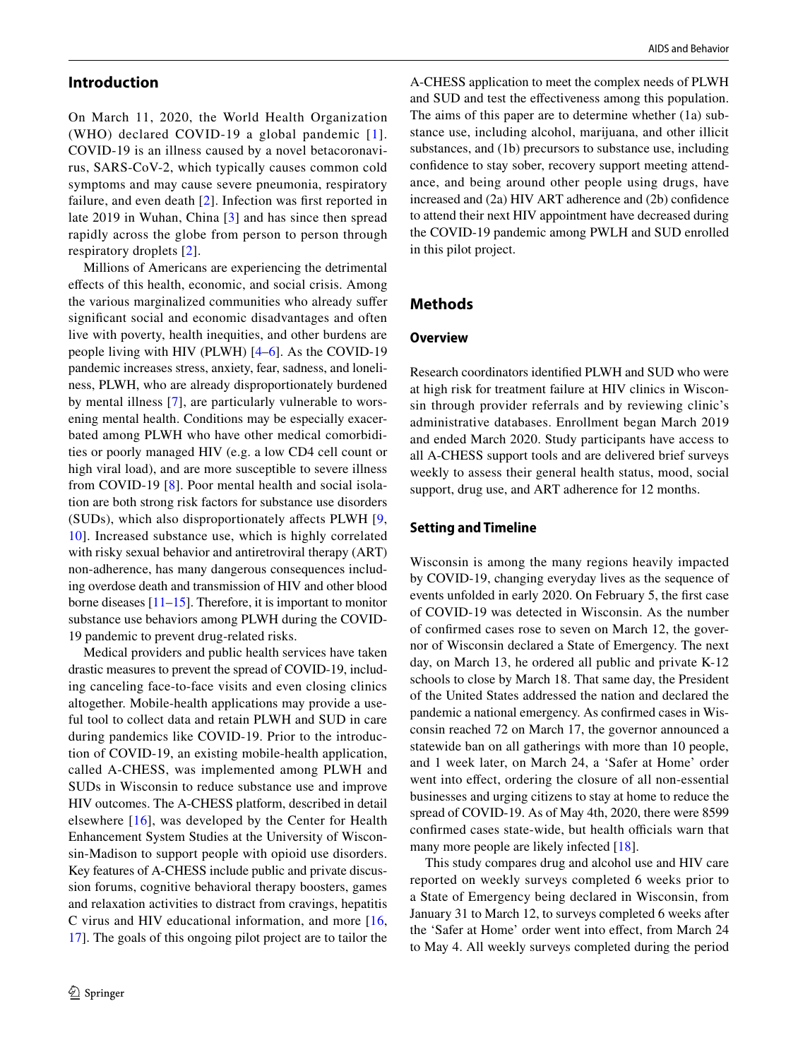## Introduction

On March 11, 2020, the World Health Organization (WHO) declared COVID-19 a global pandemic [1]. COVID-19 is an illness caused by a novel betacoronavirus, SARS-CoV-2, which typically causes common cold symptoms and may cause severe pneumonia, respiratory failure, and even death [2]. Infection was first reported in late 2019 in Wuhan, China [3] and has since then spread rapidly across the globe from person to person through respiratory droplets [2].

Millions of Americans are experiencing the detrimental effects of this health, economic, and social crisis. Among the various marginalized communities who already suffer significant social and economic disadvantages and often live with poverty, health inequities, and other burdens are people living with HIV (PLWH) [4–6]. As the COVID-19 pandemic increases stress, anxiety, fear, sadness, and loneliness, PLWH, who are already disproportionately burdened by mental illness [7], are particularly vulnerable to worsening mental health. Conditions may be especially exacerbated among PLWH who have other medical comorbidities or poorly managed HIV (e.g. a low CD4 cell count or high viral load), and are more susceptible to severe illness from COVID-19 [8]. Poor mental health and social isolation are both strong risk factors for substance use disorders (SUDs), which also disproportionately affects PLWH [9, 10]. Increased substance use, which is highly correlated with risky sexual behavior and antiretroviral therapy (ART) non-adherence, has many dangerous consequences including overdose death and transmission of HIV and other blood borne diseases [11–15]. Therefore, it is important to monitor substance use behaviors among PLWH during the COVID-19 pandemic to prevent drug-related risks.

Medical providers and public health services have taken drastic measures to prevent the spread of COVID-19, including canceling face-to-face visits and even closing clinics altogether. Mobile-health applications may provide a useful tool to collect data and retain PLWH and SUD in care during pandemics like COVID-19. Prior to the introduction of COVID-19, an existing mobile-health application, called A-CHESS, was implemented among PLWH and SUDs in Wisconsin to reduce substance use and improve HIV outcomes. The A-CHESS platform, described in detail elsewhere [16], was developed by the Center for Health Enhancement System Studies at the University of Wisconsin-Madison to support people with opioid use disorders. Key features of A-CHESS include public and private discussion forums, cognitive behavioral therapy boosters, games and relaxation activities to distract from cravings, hepatitis C virus and HIV educational information, and more [16, 17]. The goals of this ongoing pilot project are to tailor the A-CHESS application to meet the complex needs of PLWH and SUD and test the effectiveness among this population. The aims of this paper are to determine whether (1a) substance use, including alcohol, marijuana, and other illicit substances, and (1b) precursors to substance use, including confidence to stay sober, recovery support meeting attendance, and being around other people using drugs, have increased and (2a) HIV ART adherence and (2b) confidence to attend their next HIV appointment have decreased during the COVID-19 pandemic among PWLH and SUD enrolled in this pilot project.

## Methods

### Overview

Research coordinators identified PLWH and SUD who were at high risk for treatment failure at HIV clinics in Wisconsin through provider referrals and by reviewing clinic's administrative databases. Enrollment began March 2019 and ended March 2020. Study participants have access to all A-CHESS support tools and are delivered brief surveys weekly to assess their general health status, mood, social support, drug use, and ART adherence for 12 months.

### Setting and Timeline

Wisconsin is among the many regions heavily impacted by COVID-19, changing everyday lives as the sequence of events unfolded in early 2020. On February 5, the first case of COVID-19 was detected in Wisconsin. As the number of confirmed cases rose to seven on March 12, the governor of Wisconsin declared a State of Emergency. The next day, on March 13, he ordered all public and private K-12 schools to close by March 18. That same day, the President of the United States addressed the nation and declared the pandemic a national emergency. As confirmed cases in Wisconsin reached 72 on March 17, the governor announced a statewide ban on all gatherings with more than 10 people, and 1 week later, on March 24, a 'Safer at Home' order went into effect, ordering the closure of all non-essential businesses and urging citizens to stay at home to reduce the spread of COVID-19. As of May 4th, 2020, there were 8599 confirmed cases state-wide, but health officials warn that many more people are likely infected [18].

This study compares drug and alcohol use and HIV care reported on weekly surveys completed 6 weeks prior to a State of Emergency being declared in Wisconsin, from January 31 to March 12, to surveys completed 6 weeks after the 'Safer at Home' order went into effect, from March 24 to May 4. All weekly surveys completed during the period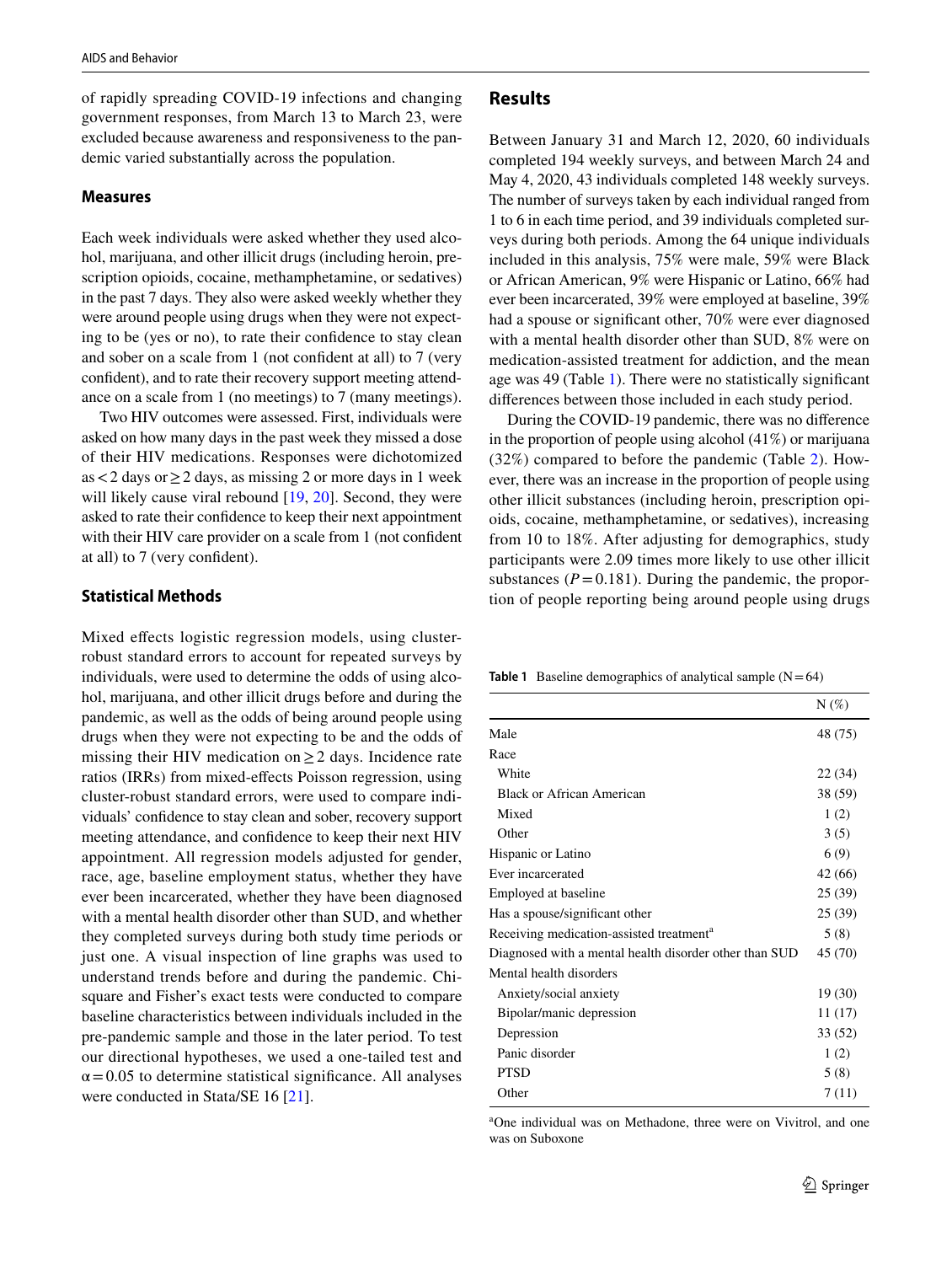of rapidly spreading COVID-19 infections and changing government responses, from March 13 to March 23, were excluded because awareness and responsiveness to the pandemic varied substantially across the population.

### Measures

Each week individuals were asked whether they used alcohol, marijuana, and other illicit drugs (including heroin, prescription opioids, cocaine, methamphetamine, or sedatives) in the past 7 days. They also were asked weekly whether they were around people using drugs when they were not expecting to be (yes or no), to rate their confidence to stay clean and sober on a scale from 1 (not confident at all) to 7 (very confident), and to rate their recovery support meeting attendance on a scale from 1 (no meetings) to 7 (many meetings).

Two HIV outcomes were assessed. First, individuals were asked on how many days in the past week they missed a dose of their HIV medications. Responses were dichotomized as $<2$ days or $\geq 2$ days, as missing 2 or more days in 1 week will likely cause viral rebound [19, 20]. Second, they were asked to rate their confidence to keep their next appointment with their HIV care provider on a scale from 1 (not confident at all) to 7 (very confident).

### Statistical Methods

Mixed effects logistic regression models, using cluster-robust standard errors to account for repeated surveys by individuals, were used to determine the odds of using alcohol, marijuana, and other illicit drugs before and during the pandemic, as well as the odds of being around people using drugs when they were not expecting to be and the odds of missing their HIV medication on $\geq 2$ days. Incidence rate ratios (IRRs) from mixed-effects Poisson regression, using cluster-robust standard errors, were used to compare individuals' confidence to stay clean and sober, recovery support meeting attendance, and confidence to keep their next HIV appointment. All regression models adjusted for gender, race, age, baseline employment status, whether they have ever been incarcerated, whether they have been diagnosed with a mental health disorder other than SUD, and whether they completed surveys during both study time periods or just one. A visual inspection of line graphs was used to understand trends before and during the pandemic. Chi-square and Fisher's exact tests were conducted to compare baseline characteristics between individuals included in the pre-pandemic sample and those in the later period. To test our directional hypotheses, we used a one-tailed test and $\alpha = 0.05$ to determine statistical significance. All analyses were conducted in Stata/SE 16 [21].

## Results

Between January 31 and March 12, 2020, 60 individuals completed 194 weekly surveys, and between March 24 and May 4, 2020, 43 individuals completed 148 weekly surveys. The number of surveys taken by each individual ranged from 1 to 6 in each time period, and 39 individuals completed surveys during both periods. Among the 64 unique individuals included in this analysis, 75% were male, 59% were Black or African American, 9% were Hispanic or Latino, 66% had ever been incarcerated, 39% were employed at baseline, 39% had a spouse or significant other, 70% were ever diagnosed with a mental health disorder other than SUD, 8% were on medication-assisted treatment for addiction, and the mean age was 49 (Table 1). There were no statistically significant differences between those included in each study period.

During the COVID-19 pandemic, there was no difference in the proportion of people using alcohol (41%) or marijuana (32%) compared to before the pandemic (Table 2). However, there was an increase in the proportion of people using other illicit substances (including heroin, prescription opioids, cocaine, methamphetamine, or sedatives), increasing from 10 to 18%. After adjusting for demographics, study participants were 2.09 times more likely to use other illicit substances ($P = 0.181$). During the pandemic, the proportion of people reporting being around people using drugs

**Table 1** Baseline demographics of analytical sample (N = 64)

| | N (%) |
|---|---|
| Male | 48 (75) |
| Race | |
| White | 22 (34) |
| Black or African American | 38 (59) |
| Mixed | 1 (2) |
| Other | 3 (5) |
| Hispanic or Latino | 6 (9) |
| Ever incarcerated | 42 (66) |
| Employed at baseline | 25 (39) |
| Has a spouse/significant other | 25 (39) |
| Receiving medication-assisted treatment[a] | 5 (8) |
| Diagnosed with a mental health disorder other than SUD | 45 (70) |
| Mental health disorders | |
| Anxiety/social anxiety | 19 (30) |
| Bipolar/manic depression | 11 (17) |
| Depression | 33 (52) |
| Panic disorder | 1 (2) |
| PTSD | 5 (8) |
| Other | 7 (11) |

[a]One individual was on Methadone, three were on Vivitrol, and one was on Suboxone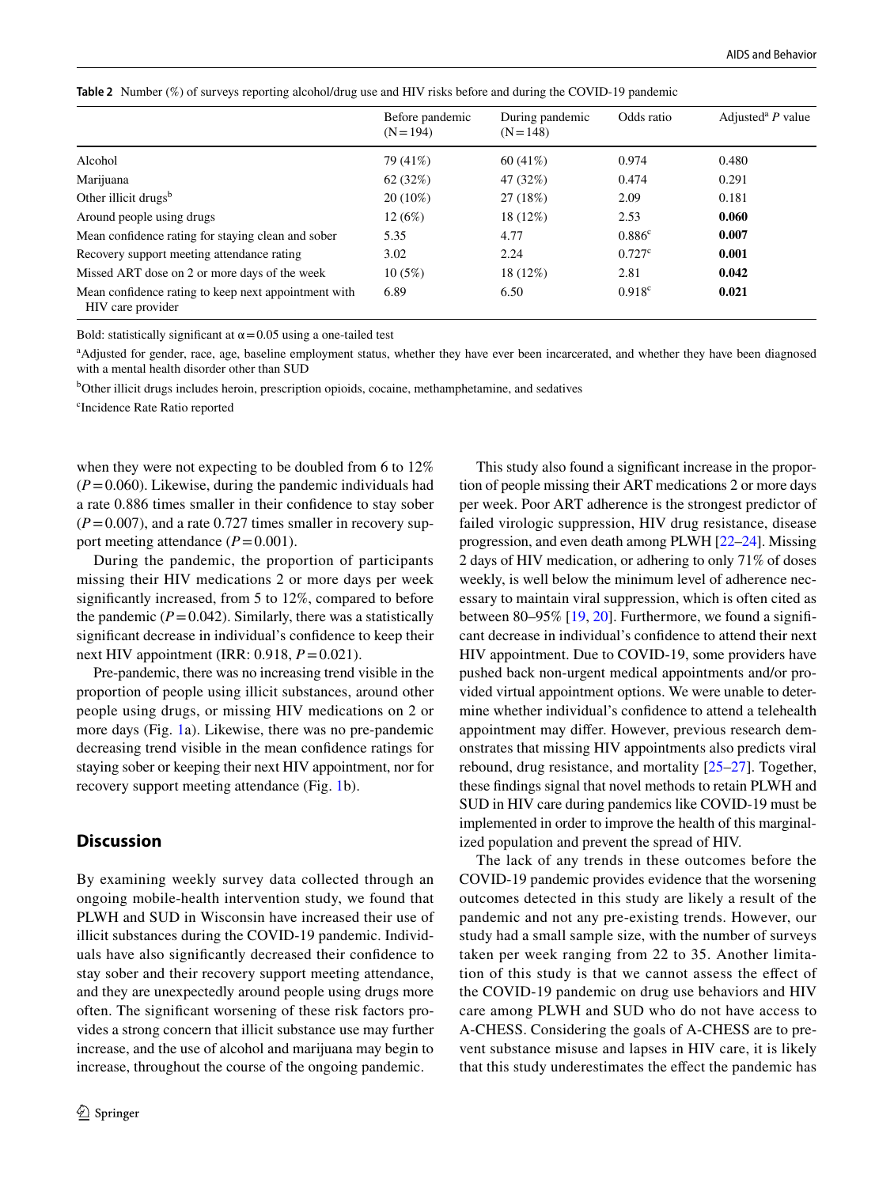**Table 2** Number (%) of surveys reporting alcohol/drug use and HIV risks before and during the COVID-19 pandemic

| | Before pandemic (N = 194) | During pandemic (N = 148) | Odds ratio | Adjusted[a] *P* value |
|---|---|---|---|---|
| Alcohol | 79 (41%) | 60 (41%) | 0.974 | 0.480 |
| Marijuana | 62 (32%) | 47 (32%) | 0.474 | 0.291 |
| Other illicit drugs[b] | 20 (10%) | 27 (18%) | 2.09 | 0.181 |
| Around people using drugs | 12 (6%) | 18 (12%) | 2.53 | **0.060** |
| Mean confidence rating for staying clean and sober | 5.35 | 4.77 | 0.886[c] | **0.007** |
| Recovery support meeting attendance rating | 3.02 | 2.24 | 0.727[c] | **0.001** |
| Missed ART dose on 2 or more days of the week | 10 (5%) | 18 (12%) | 2.81 | **0.042** |
| Mean confidence rating to keep next appointment with HIV care provider | 6.89 | 6.50 | 0.918[c] | **0.021** |

Bold: statistically significant at $\alpha = 0.05$ using a one-tailed test

[a]Adjusted for gender, race, age, baseline employment status, whether they have ever been incarcerated, and whether they have been diagnosed with a mental health disorder other than SUD

[b]Other illicit drugs includes heroin, prescription opioids, cocaine, methamphetamine, and sedatives

[c]Incidence Rate Ratio reported

when they were not expecting to be doubled from 6 to 12% ($P = 0.060$). Likewise, during the pandemic individuals had a rate 0.886 times smaller in their confidence to stay sober ($P = 0.007$), and a rate 0.727 times smaller in recovery support meeting attendance ($P = 0.001$).

During the pandemic, the proportion of participants missing their HIV medications 2 or more days per week significantly increased, from 5 to 12%, compared to before the pandemic ($P = 0.042$). Similarly, there was a statistically significant decrease in individual's confidence to keep their next HIV appointment (IRR: 0.918, $P = 0.021$).

Pre-pandemic, there was no increasing trend visible in the proportion of people using illicit substances, around other people using drugs, or missing HIV medications on 2 or more days (Fig. 1a). Likewise, there was no pre-pandemic decreasing trend visible in the mean confidence ratings for staying sober or keeping their next HIV appointment, nor for recovery support meeting attendance (Fig. 1b).

## Discussion

By examining weekly survey data collected through an ongoing mobile-health intervention study, we found that PLWH and SUD in Wisconsin have increased their use of illicit substances during the COVID-19 pandemic. Individuals have also significantly decreased their confidence to stay sober and their recovery support meeting attendance, and they are unexpectedly around people using drugs more often. The significant worsening of these risk factors provides a strong concern that illicit substance use may further increase, and the use of alcohol and marijuana may begin to increase, throughout the course of the ongoing pandemic.

This study also found a significant increase in the proportion of people missing their ART medications 2 or more days per week. Poor ART adherence is the strongest predictor of failed virologic suppression, HIV drug resistance, disease progression, and even death among PLWH [22–24]. Missing 2 days of HIV medication, or adhering to only 71% of doses weekly, is well below the minimum level of adherence necessary to maintain viral suppression, which is often cited as between 80–95% [19, 20]. Furthermore, we found a significant decrease in individual's confidence to attend their next HIV appointment. Due to COVID-19, some providers have pushed back non-urgent medical appointments and/or provided virtual appointment options. We were unable to determine whether individual's confidence to attend a telehealth appointment may differ. However, previous research demonstrates that missing HIV appointments also predicts viral rebound, drug resistance, and mortality [25–27]. Together, these findings signal that novel methods to retain PLWH and SUD in HIV care during pandemics like COVID-19 must be implemented in order to improve the health of this marginalized population and prevent the spread of HIV.

The lack of any trends in these outcomes before the COVID-19 pandemic provides evidence that the worsening outcomes detected in this study are likely a result of the pandemic and not any pre-existing trends. However, our study had a small sample size, with the number of surveys taken per week ranging from 22 to 35. Another limitation of this study is that we cannot assess the effect of the COVID-19 pandemic on drug use behaviors and HIV care among PLWH and SUD who do not have access to A-CHESS. Considering the goals of A-CHESS are to prevent substance misuse and lapses in HIV care, it is likely that this study underestimates the effect the pandemic has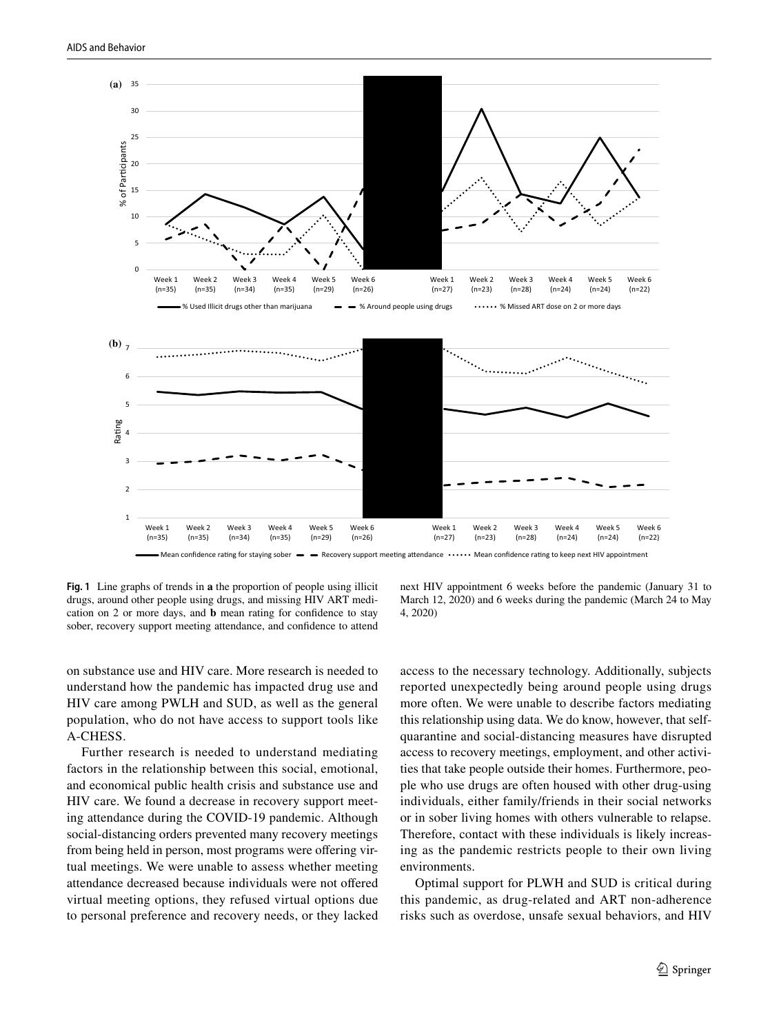**Fig. 1** Line graphs of trends in **a** the proportion of people using illicit drugs, around other people using drugs, and missing HIV ART medication on 2 or more days, and **b** mean rating for confidence to stay sober, recovery support meeting attendance, and confidence to attend next HIV appointment 6 weeks before the pandemic (January 31 to March 12, 2020) and 6 weeks during the pandemic (March 24 to May 4, 2020)

on substance use and HIV care. More research is needed to understand how the pandemic has impacted drug use and HIV care among PWLH and SUD, as well as the general population, who do not have access to support tools like A-CHESS.

Further research is needed to understand mediating factors in the relationship between this social, emotional, and economical public health crisis and substance use and HIV care. We found a decrease in recovery support meeting attendance during the COVID-19 pandemic. Although social-distancing orders prevented many recovery meetings from being held in person, most programs were offering virtual meetings. We were unable to assess whether meeting attendance decreased because individuals were not offered virtual meeting options, they refused virtual options due to personal preference and recovery needs, or they lacked access to the necessary technology. Additionally, subjects reported unexpectedly being around people using drugs more often. We were unable to describe factors mediating this relationship using data. We do know, however, that self-quarantine and social-distancing measures have disrupted access to recovery meetings, employment, and other activities that take people outside their homes. Furthermore, people who use drugs are often housed with other drug-using individuals, either family/friends in their social networks or in sober living homes with others vulnerable to relapse. Therefore, contact with these individuals is likely increasing as the pandemic restricts people to their own living environments.

Optimal support for PLWH and SUD is critical during this pandemic, as drug-related and ART non-adherence risks such as overdose, unsafe sexual behaviors, and HIV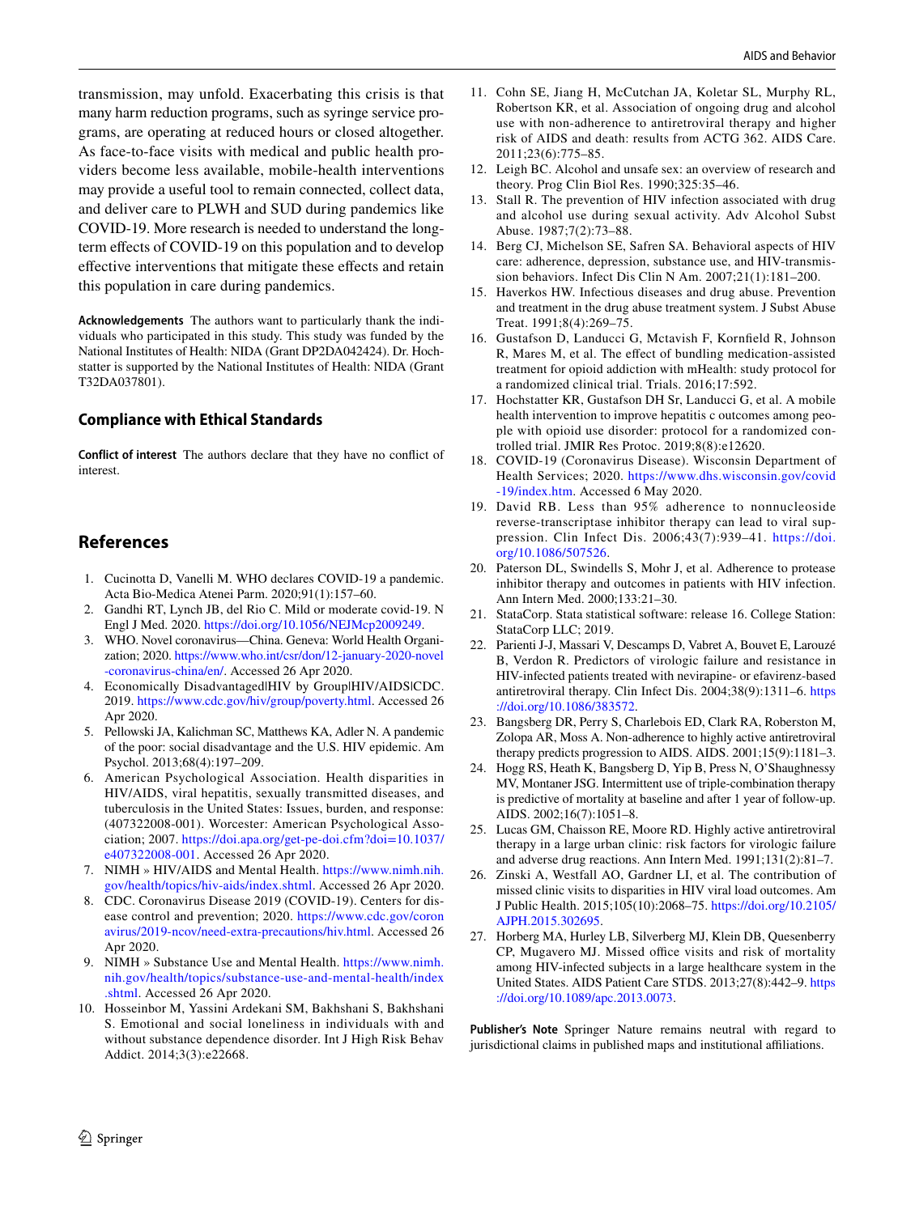transmission, may unfold. Exacerbating this crisis is that many harm reduction programs, such as syringe service programs, are operating at reduced hours or closed altogether. As face-to-face visits with medical and public health providers become less available, mobile-health interventions may provide a useful tool to remain connected, collect data, and deliver care to PLWH and SUD during pandemics like COVID-19. More research is needed to understand the long-term effects of COVID-19 on this population and to develop effective interventions that mitigate these effects and retain this population in care during pandemics.

**Acknowledgements** The authors want to particularly thank the individuals who participated in this study. This study was funded by the National Institutes of Health: NIDA (Grant DP2DA042424). Dr. Hochstatter is supported by the National Institutes of Health: NIDA (Grant T32DA037801).

## Compliance with Ethical Standards

**Conflict of interest** The authors declare that they have no conflict of interest.

## References

1. Cucinotta D, Vanelli M. WHO declares COVID-19 a pandemic. Acta Bio-Medica Atenei Parm. 2020;91(1):157–60.
2. Gandhi RT, Lynch JB, del Rio C. Mild or moderate covid-19. N Engl J Med. 2020. https://doi.org/10.1056/NEJMcp2009249.
3. WHO. Novel coronavirus—China. Geneva: World Health Organization; 2020. https://www.who.int/csr/don/12-january-2020-novel-coronavirus-china/en/. Accessed 26 Apr 2020.
4. Economically Disadvantaged|HIV by Group|HIV/AIDS|CDC. 2019. https://www.cdc.gov/hiv/group/poverty.html. Accessed 26 Apr 2020.
5. Pellowski JA, Kalichman SC, Matthews KA, Adler N. A pandemic of the poor: social disadvantage and the U.S. HIV epidemic. Am Psychol. 2013;68(4):197–209.
6. American Psychological Association. Health disparities in HIV/AIDS, viral hepatitis, sexually transmitted diseases, and tuberculosis in the United States: Issues, burden, and response: (407322008-001). Worcester: American Psychological Association; 2007. https://doi.apa.org/get-pe-doi.cfm?doi=10.1037/e407322008-001. Accessed 26 Apr 2020.
7. NIMH » HIV/AIDS and Mental Health. https://www.nimh.nih.gov/health/topics/hiv-aids/index.shtml. Accessed 26 Apr 2020.
8. CDC. Coronavirus Disease 2019 (COVID-19). Centers for disease control and prevention; 2020. https://www.cdc.gov/coronavirus/2019-ncov/need-extra-precautions/hiv.html. Accessed 26 Apr 2020.
9. NIMH » Substance Use and Mental Health. https://www.nimh.nih.gov/health/topics/substance-use-and-mental-health/index.shtml. Accessed 26 Apr 2020.
10. Hosseinbor M, Yassini Ardekani SM, Bakhshani S, Bakhshani S. Emotional and social loneliness in individuals with and without substance dependence disorder. Int J High Risk Behav Addict. 2014;3(3):e22668.
11. Cohn SE, Jiang H, McCutchan JA, Koletar SL, Murphy RL, Robertson KR, et al. Association of ongoing drug and alcohol use with non-adherence to antiretroviral therapy and higher risk of AIDS and death: results from ACTG 362. AIDS Care. 2011;23(6):775–85.
12. Leigh BC. Alcohol and unsafe sex: an overview of research and theory. Prog Clin Biol Res. 1990;325:35–46.
13. Stall R. The prevention of HIV infection associated with drug and alcohol use during sexual activity. Adv Alcohol Subst Abuse. 1987;7(2):73–88.
14. Berg CJ, Michelson SE, Safren SA. Behavioral aspects of HIV care: adherence, depression, substance use, and HIV-transmission behaviors. Infect Dis Clin N Am. 2007;21(1):181–200.
15. Haverkos HW. Infectious diseases and drug abuse. Prevention and treatment in the drug abuse treatment system. J Subst Abuse Treat. 1991;8(4):269–75.
16. Gustafson D, Landucci G, Mctavish F, Kornfield R, Johnson R, Mares M, et al. The effect of bundling medication-assisted treatment for opioid addiction with mHealth: study protocol for a randomized clinical trial. Trials. 2016;17:592.
17. Hochstatter KR, Gustafson DH Sr, Landucci G, et al. A mobile health intervention to improve hepatitis c outcomes among people with opioid use disorder: protocol for a randomized controlled trial. JMIR Res Protoc. 2019;8(8):e12620.
18. COVID-19 (Coronavirus Disease). Wisconsin Department of Health Services; 2020. https://www.dhs.wisconsin.gov/covid-19/index.htm. Accessed 6 May 2020.
19. David RB. Less than 95% adherence to nonnucleoside reverse-transcriptase inhibitor therapy can lead to viral suppression. Clin Infect Dis. 2006;43(7):939–41. https://doi.org/10.1086/507526.
20. Paterson DL, Swindells S, Mohr J, et al. Adherence to protease inhibitor therapy and outcomes in patients with HIV infection. Ann Intern Med. 2000;133:21–30.
21. StataCorp. Stata statistical software: release 16. College Station: StataCorp LLC; 2019.
22. Parienti J-J, Massari V, Descamps D, Vabret A, Bouvet E, Larouzé B, Verdon R. Predictors of virologic failure and resistance in HIV-infected patients treated with nevirapine- or efavirenz-based antiretroviral therapy. Clin Infect Dis. 2004;38(9):1311–6. https://doi.org/10.1086/383572.
23. Bangsberg DR, Perry S, Charlebois ED, Clark RA, Roberston M, Zolopa AR, Moss A. Non-adherence to highly active antiretroviral therapy predicts progression to AIDS. AIDS. 2001;15(9):1181–3.
24. Hogg RS, Heath K, Bangsberg D, Yip B, Press N, O'Shaughnessy MV, Montaner JSG. Intermittent use of triple-combination therapy is predictive of mortality at baseline and after 1 year of follow-up. AIDS. 2002;16(7):1051–8.
25. Lucas GM, Chaisson RE, Moore RD. Highly active antiretroviral therapy in a large urban clinic: risk factors for virologic failure and adverse drug reactions. Ann Intern Med. 1991;131(2):81–7.
26. Zinski A, Westfall AO, Gardner LI, et al. The contribution of missed clinic visits to disparities in HIV viral load outcomes. Am J Public Health. 2015;105(10):2068–75. https://doi.org/10.2105/AJPH.2015.302695.
27. Horberg MA, Hurley LB, Silverberg MJ, Klein DB, Quesenberry CP, Mugavero MJ. Missed office visits and risk of mortality among HIV-infected subjects in a large healthcare system in the United States. AIDS Patient Care STDS. 2013;27(8):442–9. https://doi.org/10.1089/apc.2013.0073.

**Publisher's Note** Springer Nature remains neutral with regard to jurisdictional claims in published maps and institutional affiliations.